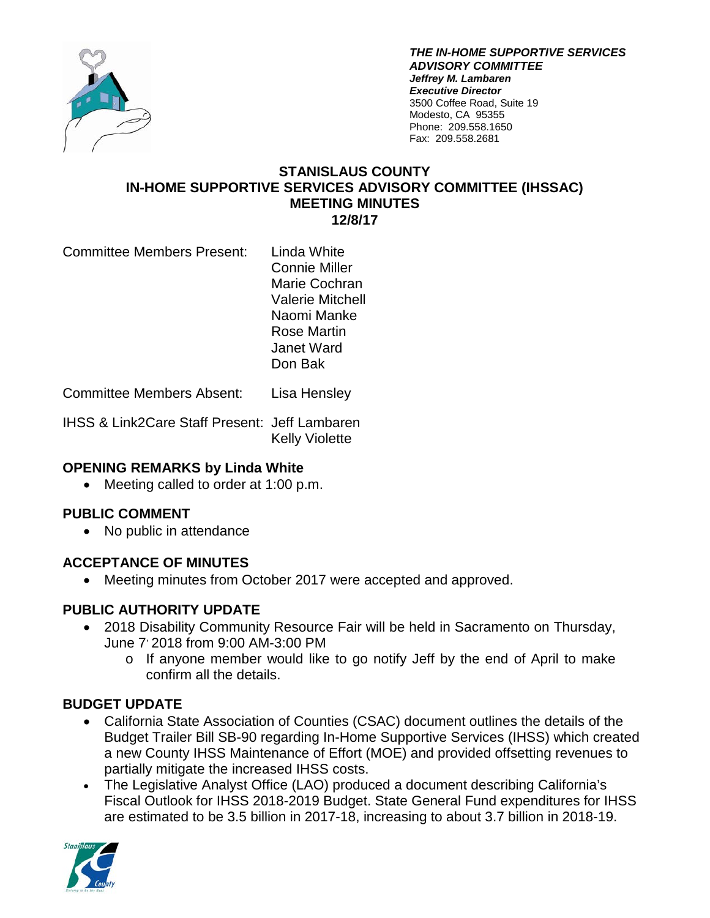***THE IN-HOME SUPPORTIVE SERVICES ADVISORY COMMITTEE***
***Jeffrey M. Lambaren***
***Executive Director***
3500 Coffee Road, Suite 19
Modesto, CA 95355
Phone: 209.558.1650
Fax: 209.558.2681

# STANISLAUS COUNTY
# IN-HOME SUPPORTIVE SERVICES ADVISORY COMMITTEE (IHSSAC)
# MEETING MINUTES
# 12/8/17

| | |
|---|---|
| Committee Members Present: | Linda White<br>Connie Miller<br>Marie Cochran<br>Valerie Mitchell<br>Naomi Manke<br>Rose Martin<br>Janet Ward<br>Don Bak |
| Committee Members Absent: | Lisa Hensley |
| IHSS & Link2Care Staff Present: | Jeff Lambaren<br>Kelly Violette |

## OPENING REMARKS by Linda White

- Meeting called to order at 1:00 p.m.

## PUBLIC COMMENT

- No public in attendance

## ACCEPTANCE OF MINUTES

- Meeting minutes from October 2017 were accepted and approved.

## PUBLIC AUTHORITY UPDATE

- 2018 Disability Community Resource Fair will be held in Sacramento on Thursday, June 7, 2018 from 9:00 AM-3:00 PM
  - If anyone member would like to go notify Jeff by the end of April to make confirm all the details.

## BUDGET UPDATE

- California State Association of Counties (CSAC) document outlines the details of the Budget Trailer Bill SB-90 regarding In-Home Supportive Services (IHSS) which created a new County IHSS Maintenance of Effort (MOE) and provided offsetting revenues to partially mitigate the increased IHSS costs.
- The Legislative Analyst Office (LAO) produced a document describing California's Fiscal Outlook for IHSS 2018-2019 Budget. State General Fund expenditures for IHSS are estimated to be 3.5 billion in 2017-18, increasing to about 3.7 billion in 2018-19.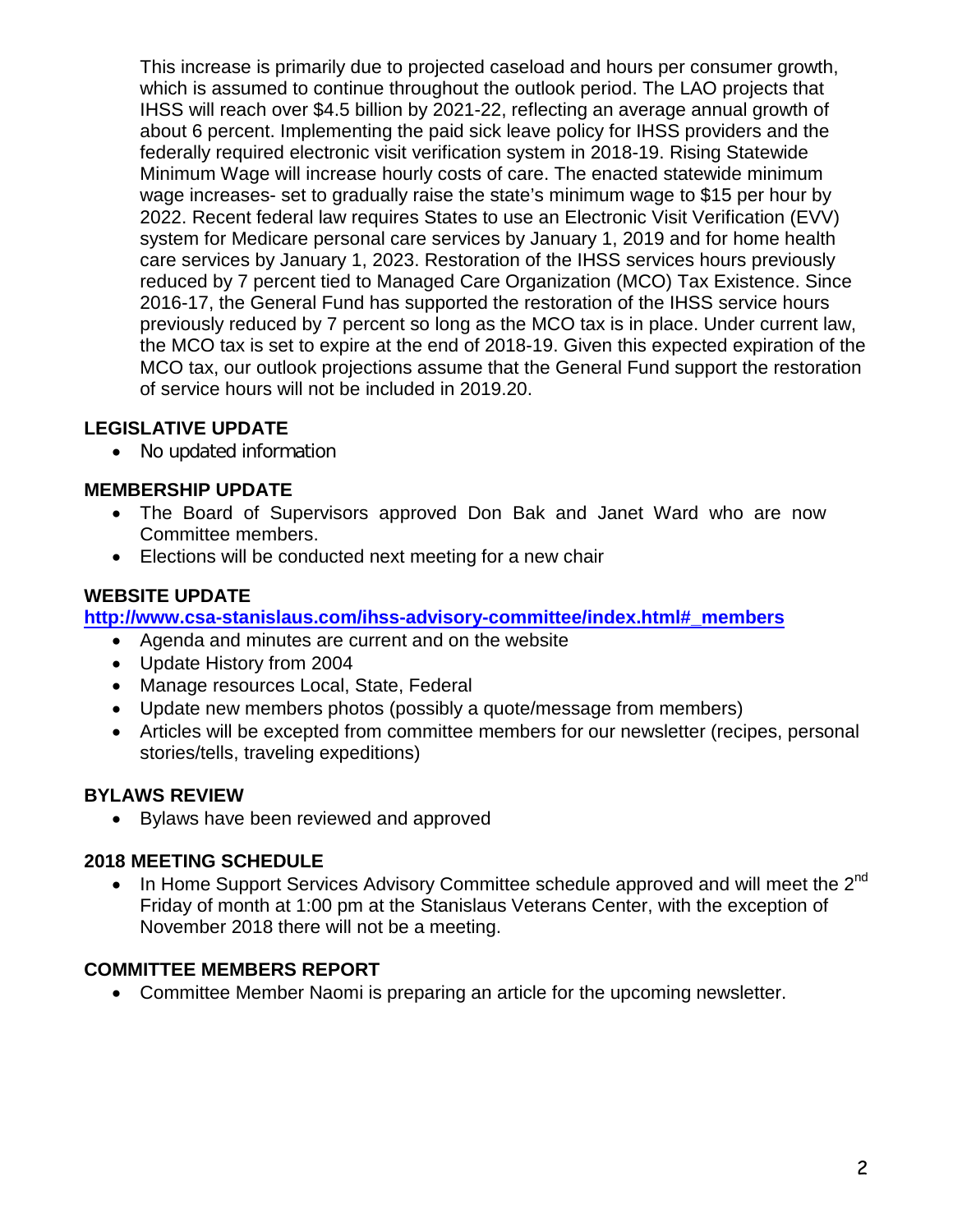This increase is primarily due to projected caseload and hours per consumer growth, which is assumed to continue throughout the outlook period. The LAO projects that IHSS will reach over $4.5 billion by 2021-22, reflecting an average annual growth of about 6 percent. Implementing the paid sick leave policy for IHSS providers and the federally required electronic visit verification system in 2018-19. Rising Statewide Minimum Wage will increase hourly costs of care. The enacted statewide minimum wage increases- set to gradually raise the state's minimum wage to $15 per hour by 2022. Recent federal law requires States to use an Electronic Visit Verification (EVV) system for Medicare personal care services by January 1, 2019 and for home health care services by January 1, 2023. Restoration of the IHSS services hours previously reduced by 7 percent tied to Managed Care Organization (MCO) Tax Existence. Since 2016-17, the General Fund has supported the restoration of the IHSS service hours previously reduced by 7 percent so long as the MCO tax is in place. Under current law, the MCO tax is set to expire at the end of 2018-19. Given this expected expiration of the MCO tax, our outlook projections assume that the General Fund support the restoration of service hours will not be included in 2019.20.

**LEGISLATIVE UPDATE**

- No updated information

**MEMBERSHIP UPDATE**

- The Board of Supervisors approved Don Bak and Janet Ward who are now Committee members.
- Elections will be conducted next meeting for a new chair

**WEBSITE UPDATE**

**http://www.csa-stanislaus.com/ihss-advisory-committee/index.html#_members**

- Agenda and minutes are current and on the website
- Update History from 2004
- Manage resources Local, State, Federal
- Update new members photos (possibly a quote/message from members)
- Articles will be excepted from committee members for our newsletter (recipes, personal stories/tells, traveling expeditions)

**BYLAWS REVIEW**

- Bylaws have been reviewed and approved

**2018 MEETING SCHEDULE**

- In Home Support Services Advisory Committee schedule approved and will meet the 2nd Friday of month at 1:00 pm at the Stanislaus Veterans Center, with the exception of November 2018 there will not be a meeting.

**COMMITTEE MEMBERS REPORT**

- Committee Member Naomi is preparing an article for the upcoming newsletter.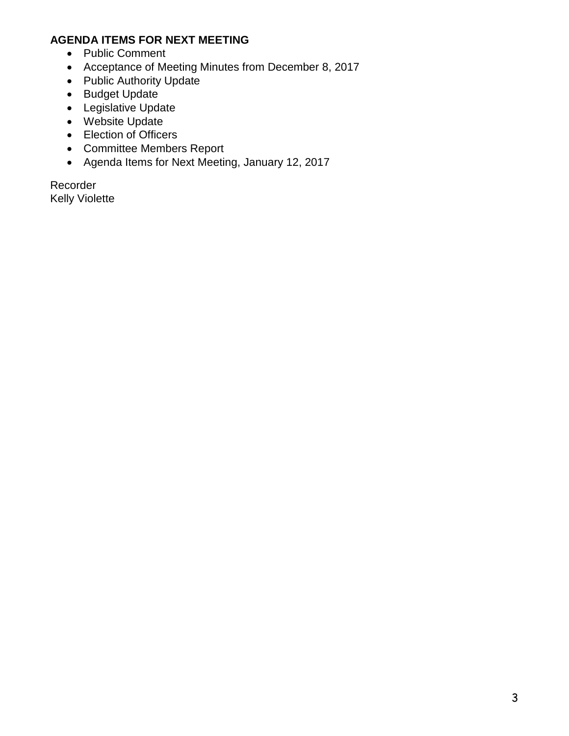**AGENDA ITEMS FOR NEXT MEETING**

- Public Comment
- Acceptance of Meeting Minutes from December 8, 2017
- Public Authority Update
- Budget Update
- Legislative Update
- Website Update
- Election of Officers
- Committee Members Report
- Agenda Items for Next Meeting, January 12, 2017

Recorder
Kelly Violette